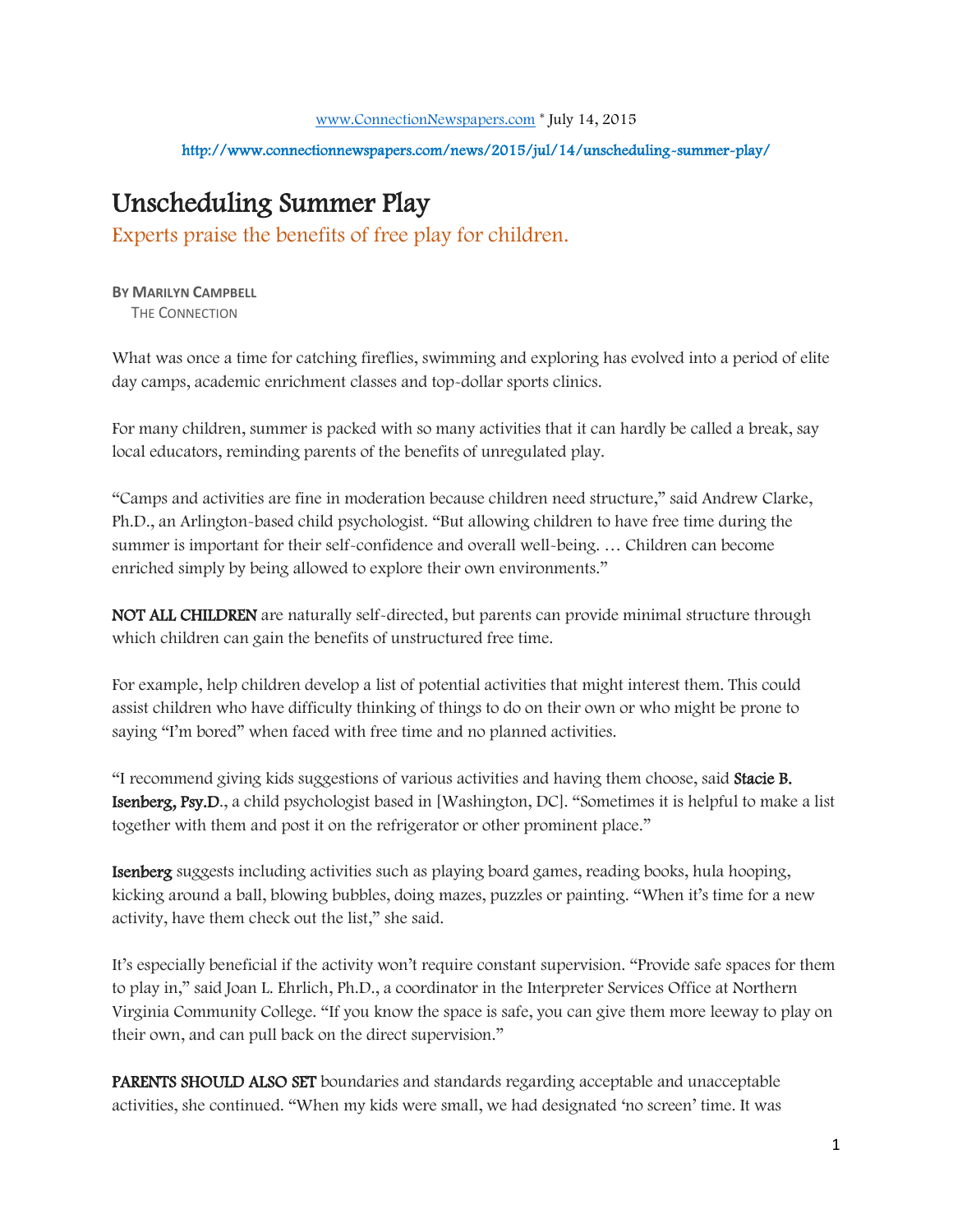www.ConnectionNewspapers.com * July 14, 2015

http://www.connectionnewspapers.com/news/2015/jul/14/unscheduling-summer-play/

# Unscheduling Summer Play

## Experts praise the benefits of free play for children.

**By Marilyn Campbell**
The Connection

What was once a time for catching fireflies, swimming and exploring has evolved into a period of elite day camps, academic enrichment classes and top-dollar sports clinics.

For many children, summer is packed with so many activities that it can hardly be called a break, say local educators, reminding parents of the benefits of unregulated play.

"Camps and activities are fine in moderation because children need structure," said Andrew Clarke, Ph.D., an Arlington-based child psychologist. "But allowing children to have free time during the summer is important for their self-confidence and overall well-being. … Children can become enriched simply by being allowed to explore their own environments."

**NOT ALL CHILDREN** are naturally self-directed, but parents can provide minimal structure through which children can gain the benefits of unstructured free time.

For example, help children develop a list of potential activities that might interest them. This could assist children who have difficulty thinking of things to do on their own or who might be prone to saying "I'm bored" when faced with free time and no planned activities.

"I recommend giving kids suggestions of various activities and having them choose, said **Stacie B. Isenberg, Psy.D**., a child psychologist based in [Washington, DC]. "Sometimes it is helpful to make a list together with them and post it on the refrigerator or other prominent place."

**Isenberg** suggests including activities such as playing board games, reading books, hula hooping, kicking around a ball, blowing bubbles, doing mazes, puzzles or painting. "When it's time for a new activity, have them check out the list," she said.

It's especially beneficial if the activity won't require constant supervision. "Provide safe spaces for them to play in," said Joan L. Ehrlich, Ph.D., a coordinator in the Interpreter Services Office at Northern Virginia Community College. "If you know the space is safe, you can give them more leeway to play on their own, and can pull back on the direct supervision."

**PARENTS SHOULD ALSO SET** boundaries and standards regarding acceptable and unacceptable activities, she continued. "When my kids were small, we had designated 'no screen' time. It was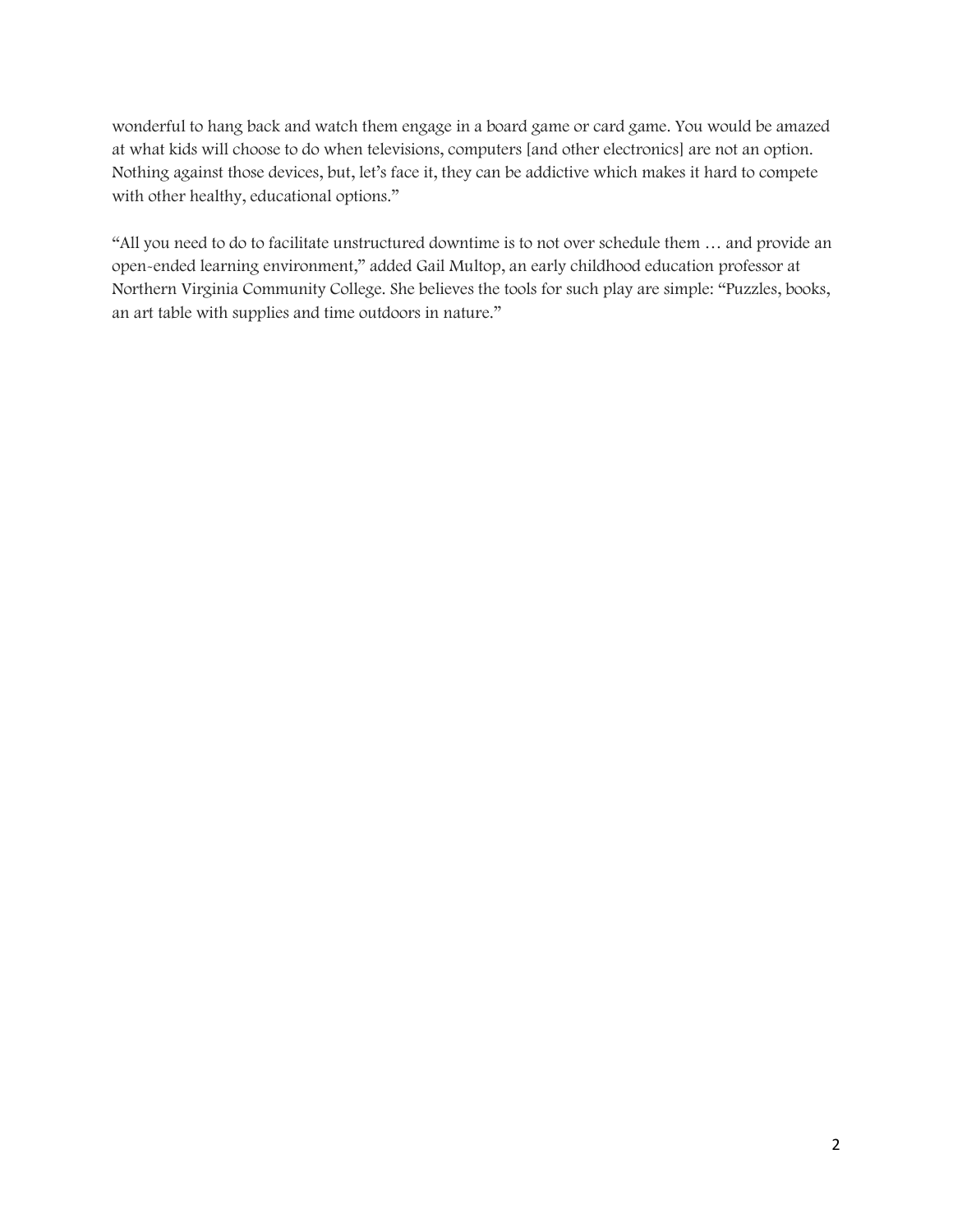wonderful to hang back and watch them engage in a board game or card game. You would be amazed at what kids will choose to do when televisions, computers [and other electronics] are not an option. Nothing against those devices, but, let's face it, they can be addictive which makes it hard to compete with other healthy, educational options."

"All you need to do to facilitate unstructured downtime is to not over schedule them … and provide an open-ended learning environment," added Gail Multop, an early childhood education professor at Northern Virginia Community College. She believes the tools for such play are simple: "Puzzles, books, an art table with supplies and time outdoors in nature."